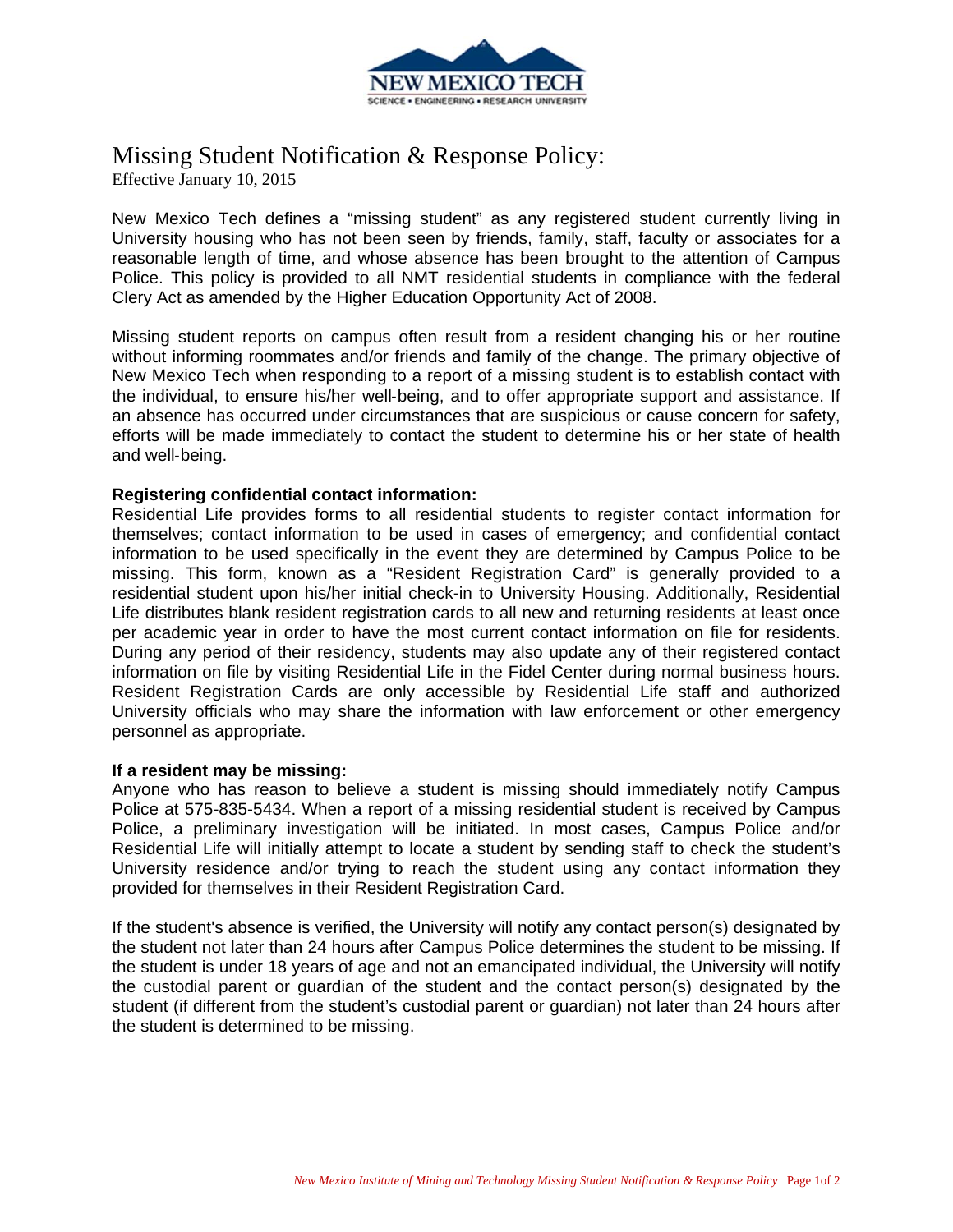NEW MEXICO TECH

SCIENCE • ENGINEERING • RESEARCH UNIVERSITY

# Missing Student Notification & Response Policy:

Effective January 10, 2015

New Mexico Tech defines a "missing student" as any registered student currently living in University housing who has not been seen by friends, family, staff, faculty or associates for a reasonable length of time, and whose absence has been brought to the attention of Campus Police. This policy is provided to all NMT residential students in compliance with the federal Clery Act as amended by the Higher Education Opportunity Act of 2008.

Missing student reports on campus often result from a resident changing his or her routine without informing roommates and/or friends and family of the change. The primary objective of New Mexico Tech when responding to a report of a missing student is to establish contact with the individual, to ensure his/her well-being, and to offer appropriate support and assistance. If an absence has occurred under circumstances that are suspicious or cause concern for safety, efforts will be made immediately to contact the student to determine his or her state of health and well-being.

**Registering confidential contact information:**

Residential Life provides forms to all residential students to register contact information for themselves; contact information to be used in cases of emergency; and confidential contact information to be used specifically in the event they are determined by Campus Police to be missing. This form, known as a "Resident Registration Card" is generally provided to a residential student upon his/her initial check-in to University Housing. Additionally, Residential Life distributes blank resident registration cards to all new and returning residents at least once per academic year in order to have the most current contact information on file for residents. During any period of their residency, students may also update any of their registered contact information on file by visiting Residential Life in the Fidel Center during normal business hours. Resident Registration Cards are only accessible by Residential Life staff and authorized University officials who may share the information with law enforcement or other emergency personnel as appropriate.

**If a resident may be missing:**

Anyone who has reason to believe a student is missing should immediately notify Campus Police at 575-835-5434. When a report of a missing residential student is received by Campus Police, a preliminary investigation will be initiated. In most cases, Campus Police and/or Residential Life will initially attempt to locate a student by sending staff to check the student's University residence and/or trying to reach the student using any contact information they provided for themselves in their Resident Registration Card.

If the student's absence is verified, the University will notify any contact person(s) designated by the student not later than 24 hours after Campus Police determines the student to be missing. If the student is under 18 years of age and not an emancipated individual, the University will notify the custodial parent or guardian of the student and the contact person(s) designated by the student (if different from the student's custodial parent or guardian) not later than 24 hours after the student is determined to be missing.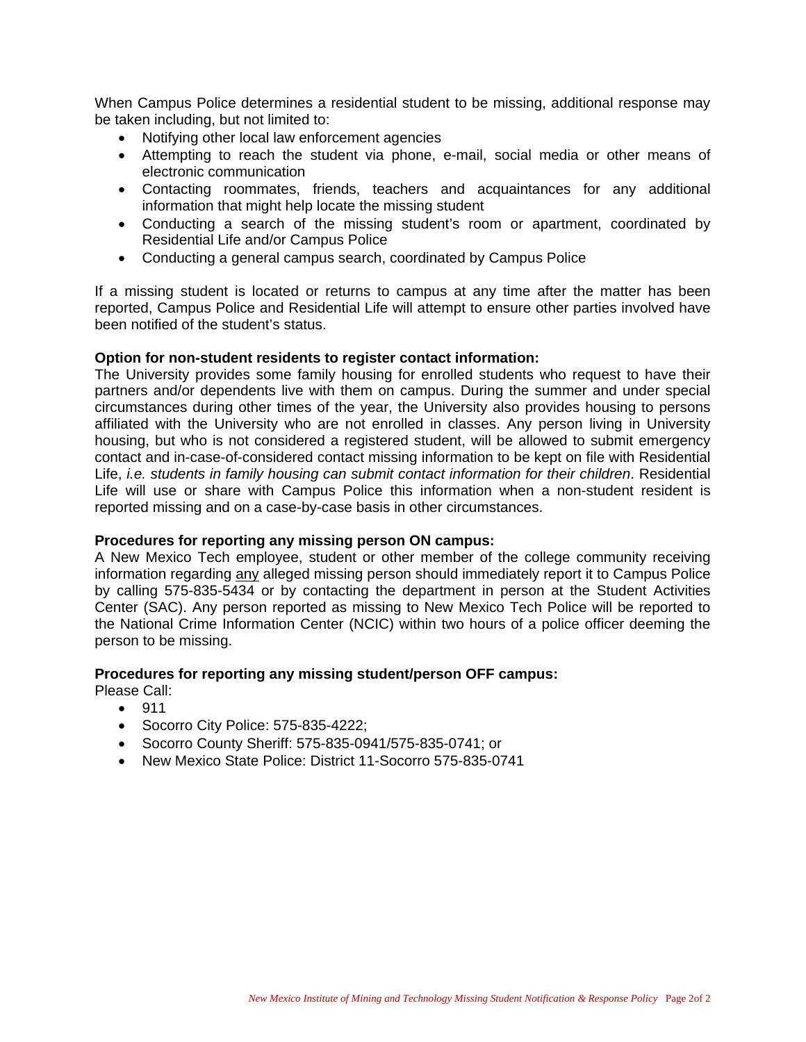When Campus Police determines a residential student to be missing, additional response may be taken including, but not limited to:

- Notifying other local law enforcement agencies
- Attempting to reach the student via phone, e-mail, social media or other means of electronic communication
- Contacting roommates, friends, teachers and acquaintances for any additional information that might help locate the missing student
- Conducting a search of the missing student's room or apartment, coordinated by Residential Life and/or Campus Police
- Conducting a general campus search, coordinated by Campus Police

If a missing student is located or returns to campus at any time after the matter has been reported, Campus Police and Residential Life will attempt to ensure other parties involved have been notified of the student's status.

**Option for non-student residents to register contact information:**
The University provides some family housing for enrolled students who request to have their partners and/or dependents live with them on campus. During the summer and under special circumstances during other times of the year, the University also provides housing to persons affiliated with the University who are not enrolled in classes. Any person living in University housing, but who is not considered a registered student, will be allowed to submit emergency contact and in-case-of-considered contact missing information to be kept on file with Residential Life, *i.e. students in family housing can submit contact information for their children*. Residential Life will use or share with Campus Police this information when a non-student resident is reported missing and on a case-by-case basis in other circumstances.

**Procedures for reporting any missing person ON campus:**
A New Mexico Tech employee, student or other member of the college community receiving information regarding <u>any</u> alleged missing person should immediately report it to Campus Police by calling 575-835-5434 or by contacting the department in person at the Student Activities Center (SAC). Any person reported as missing to New Mexico Tech Police will be reported to the National Crime Information Center (NCIC) within two hours of a police officer deeming the person to be missing.

**Procedures for reporting any missing student/person OFF campus:**
Please Call:

- 911
- Socorro City Police: 575-835-4222;
- Socorro County Sheriff: 575-835-0941/575-835-0741; or
- New Mexico State Police: District 11-Socorro 575-835-0741